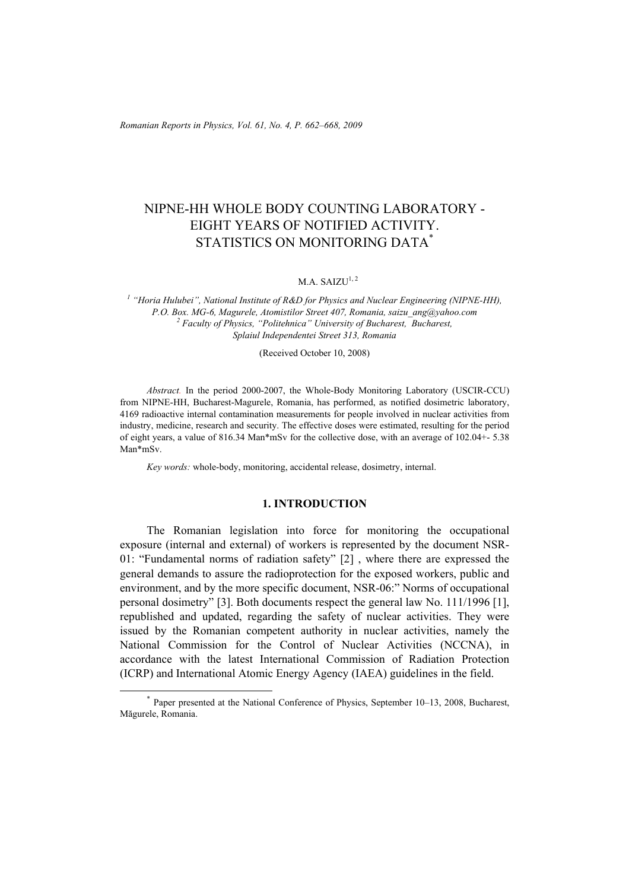# NIPNE-HH WHOLE BODY COUNTING LABORATORY - EIGHT YEARS OF NOTIFIED ACTIVITY. STATISTICS ON MONITORING DATA[*]

M.A. SAIZU[1, 2]

[1] *"Horia Hulubei", National Institute of R&D for Physics and Nuclear Engineering (NIPNE-HH), P.O. Box. MG-6, Magurele, Atomistilor Street 407, Romania, saizu_ang@yahoo.com*
[2] *Faculty of Physics, "Politehnica" University of Bucharest, Bucharest, Splaiul Independentei Street 313, Romania*

(Received October 10, 2008)

*Abstract.* In the period 2000-2007, the Whole-Body Monitoring Laboratory (USCIR-CCU) from NIPNE-HH, Bucharest-Magurele, Romania, has performed, as notified dosimetric laboratory, 4169 radioactive internal contamination measurements for people involved in nuclear activities from industry, medicine, research and security. The effective doses were estimated, resulting for the period of eight years, a value of 816.34 Man*mSv for the collective dose, with an average of 102.04+- 5.38 Man*mSv.

*Key words:* whole-body, monitoring, accidental release, dosimetry, internal.

## 1. INTRODUCTION

The Romanian legislation into force for monitoring the occupational exposure (internal and external) of workers is represented by the document NSR-01: "Fundamental norms of radiation safety" [2] , where there are expressed the general demands to assure the radioprotection for the exposed workers, public and environment, and by the more specific document, NSR-06:" Norms of occupational personal dosimetry" [3]. Both documents respect the general law No. 111/1996 [1], republished and updated, regarding the safety of nuclear activities. They were issued by the Romanian competent authority in nuclear activities, namely the National Commission for the Control of Nuclear Activities (NCCNA), in accordance with the latest International Commission of Radiation Protection (ICRP) and International Atomic Energy Agency (IAEA) guidelines in the field.

[*] Paper presented at the National Conference of Physics, September 10–13, 2008, Bucharest, Măgurele, Romania.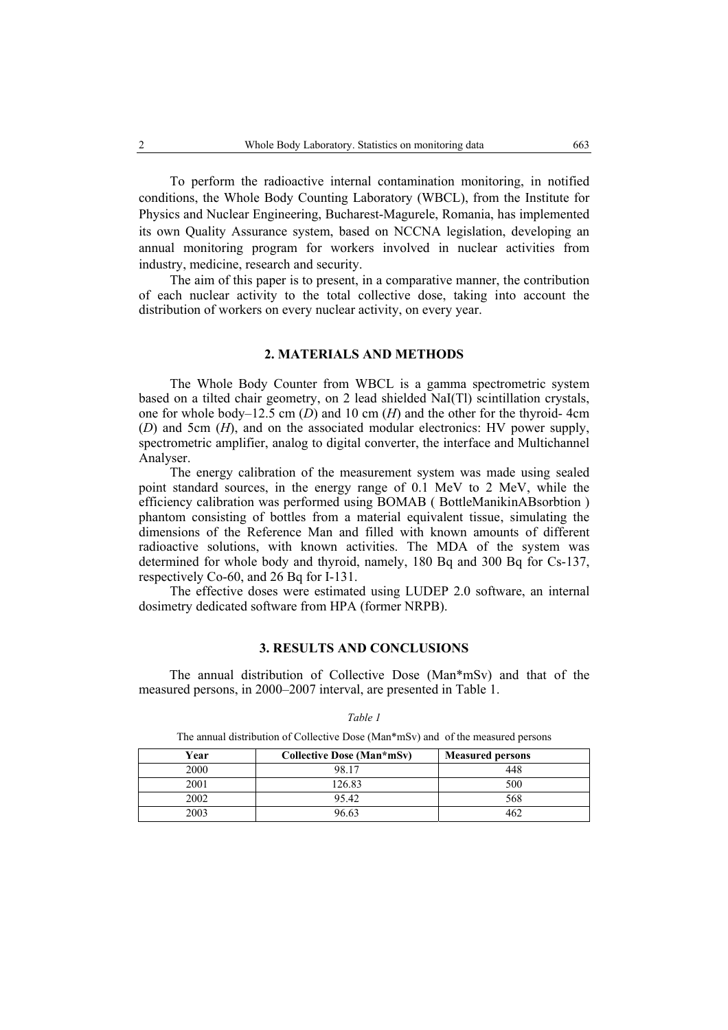To perform the radioactive internal contamination monitoring, in notified conditions, the Whole Body Counting Laboratory (WBCL), from the Institute for Physics and Nuclear Engineering, Bucharest-Magurele, Romania, has implemented its own Quality Assurance system, based on NCCNA legislation, developing an annual monitoring program for workers involved in nuclear activities from industry, medicine, research and security.

The aim of this paper is to present, in a comparative manner, the contribution of each nuclear activity to the total collective dose, taking into account the distribution of workers on every nuclear activity, on every year.

## 2. MATERIALS AND METHODS

The Whole Body Counter from WBCL is a gamma spectrometric system based on a tilted chair geometry, on 2 lead shielded NaI(Tl) scintillation crystals, one for whole body–12.5 cm (*D*) and 10 cm (*H*) and the other for the thyroid- 4cm (*D*) and 5cm (*H*), and on the associated modular electronics: HV power supply, spectrometric amplifier, analog to digital converter, the interface and Multichannel Analyser.

The energy calibration of the measurement system was made using sealed point standard sources, in the energy range of 0.1 MeV to 2 MeV, while the efficiency calibration was performed using BOMAB ( BottleManikinABsorbtion ) phantom consisting of bottles from a material equivalent tissue, simulating the dimensions of the Reference Man and filled with known amounts of different radioactive solutions, with known activities. The MDA of the system was determined for whole body and thyroid, namely, 180 Bq and 300 Bq for Cs-137, respectively Co-60, and 26 Bq for I-131.

The effective doses were estimated using LUDEP 2.0 software, an internal dosimetry dedicated software from HPA (former NRPB).

## 3. RESULTS AND CONCLUSIONS

The annual distribution of Collective Dose (Man*mSv) and that of the measured persons, in 2000–2007 interval, are presented in Table 1.

*Table 1*

The annual distribution of Collective Dose (Man*mSv) and of the measured persons

| Year | Collective Dose (Man*mSv) | Measured persons |
|---|---|---|
| 2000 | 98.17 | 448 |
| 2001 | 126.83 | 500 |
| 2002 | 95.42 | 568 |
| 2003 | 96.63 | 462 |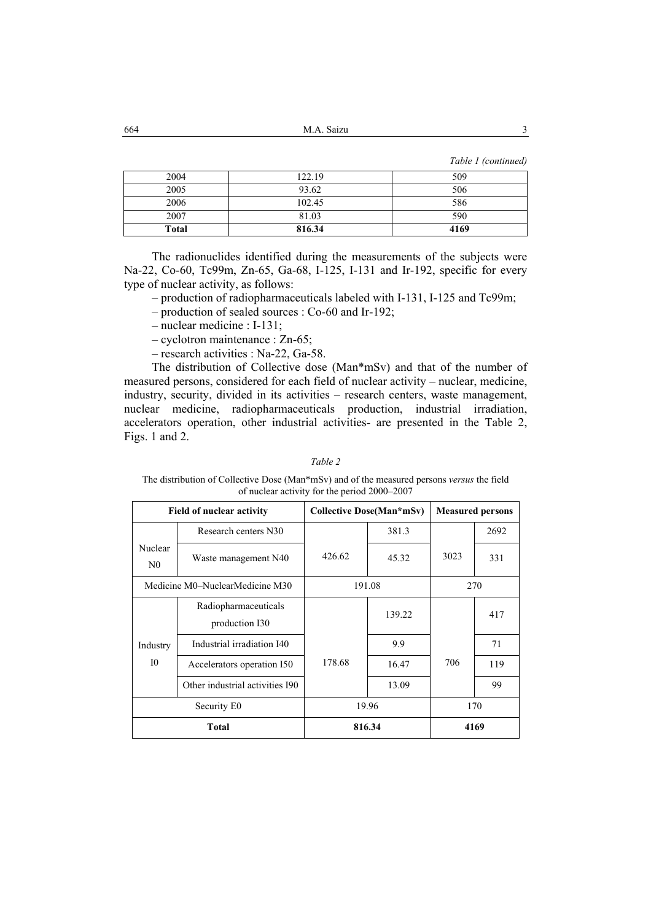*Table 1 (continued)*

| | | |
|---|---|---|
| 2004 | 122.19 | 509 |
| 2005 | 93.62 | 506 |
| 2006 | 102.45 | 586 |
| 2007 | 81.03 | 590 |
| **Total** | **816.34** | **4169** |

The radionuclides identified during the measurements of the subjects were Na-22, Co-60, Tc99m, Zn-65, Ga-68, I-125, I-131 and Ir-192, specific for every type of nuclear activity, as follows:

– production of radiopharmaceuticals labeled with I-131, I-125 and Tc99m;

– production of sealed sources : Co-60 and Ir-192;

– nuclear medicine : I-131;

– cyclotron maintenance : Zn-65;

– research activities : Na-22, Ga-58.

The distribution of Collective dose (Man*mSv) and that of the number of measured persons, considered for each field of nuclear activity – nuclear, medicine, industry, security, divided in its activities – research centers, waste management, nuclear medicine, radiopharmaceuticals production, industrial irradiation, accelerators operation, other industrial activities- are presented in the Table 2, Figs. 1 and 2.

*Table 2*

The distribution of Collective Dose (Man*mSv) and of the measured persons *versus* the field of nuclear activity for the period 2000–2007

| **Field of nuclear activity** | | **Collective Dose(Man*mSv)** | | **Measured persons** | |
|---|---|---|---|---|---|
| Nuclear N0 | Research centers N30 | 426.62 | 381.3 | 3023 | 2692 |
| | Waste management N40 | | 45.32 | | 331 |
| Medicine M0–NuclearMedicine M30 | | 191.08 | | 270 | |
| Industry I0 | Radiopharmaceuticals production I30 | 178.68 | 139.22 | 706 | 417 |
| | Industrial irradiation I40 | | 9.9 | | 71 |
| | Accelerators operation I50 | | 16.47 | | 119 |
| | Other industrial activities I90 | | 13.09 | | 99 |
| Security E0 | | 19.96 | | 170 | |
| **Total** | | **816.34** | | **4169** | |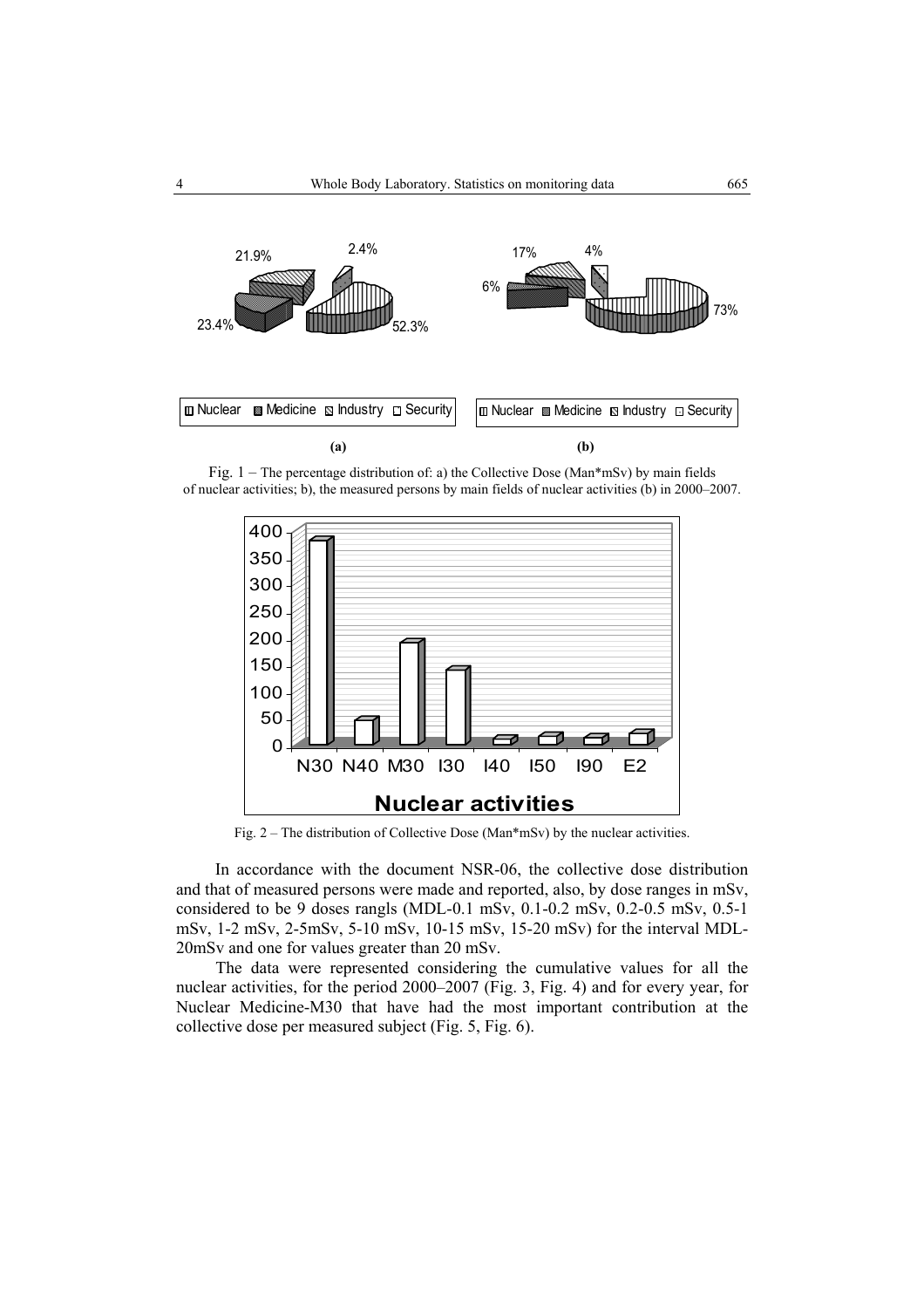Fig. 1 – The percentage distribution of: a) the Collective Dose (Man*mSv) by main fields of nuclear activities; b), the measured persons by main fields of nuclear activities (b) in 2000–2007.

Fig. 2 – The distribution of Collective Dose (Man*mSv) by the nuclear activities.

In accordance with the document NSR-06, the collective dose distribution and that of measured persons were made and reported, also, by dose ranges in mSv, considered to be 9 doses rangls (MDL-0.1 mSv, 0.1-0.2 mSv, 0.2-0.5 mSv, 0.5-1 mSv, 1-2 mSv, 2-5mSv, 5-10 mSv, 10-15 mSv, 15-20 mSv) for the interval MDL-20mSv and one for values greater than 20 mSv.

The data were represented considering the cumulative values for all the nuclear activities, for the period 2000–2007 (Fig. 3, Fig. 4) and for every year, for Nuclear Medicine-M30 that have had the most important contribution at the collective dose per measured subject (Fig. 5, Fig. 6).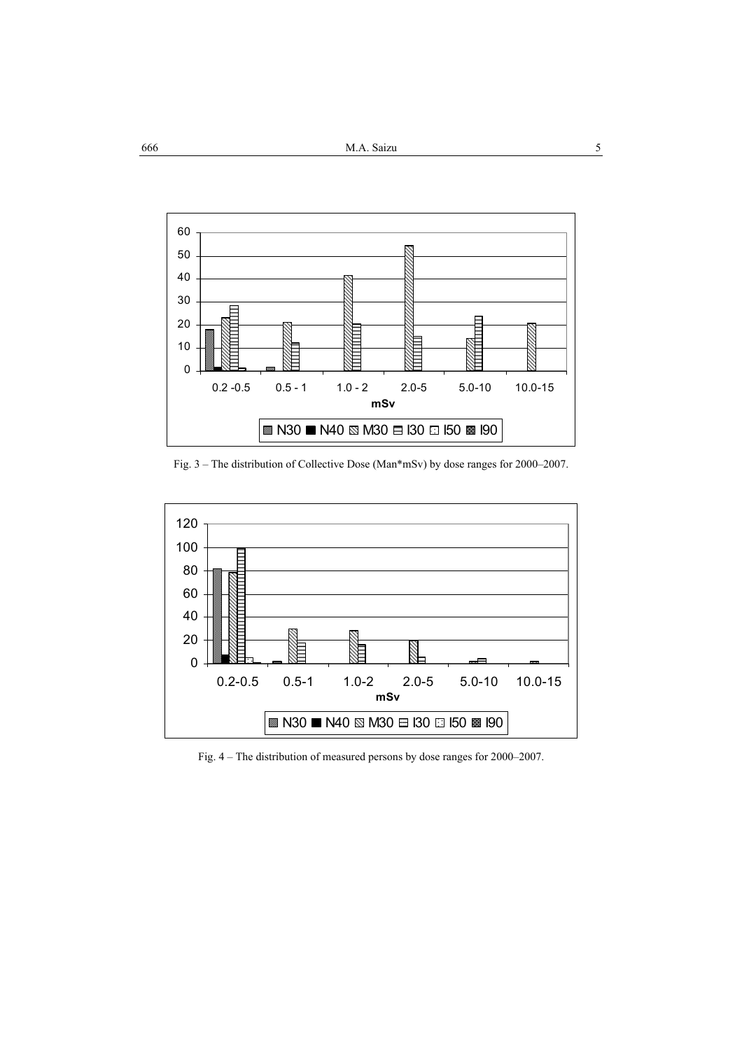Fig. 3 – The distribution of Collective Dose (Man*mSv) by dose ranges for 2000–2007.

Fig. 4 – The distribution of measured persons by dose ranges for 2000–2007.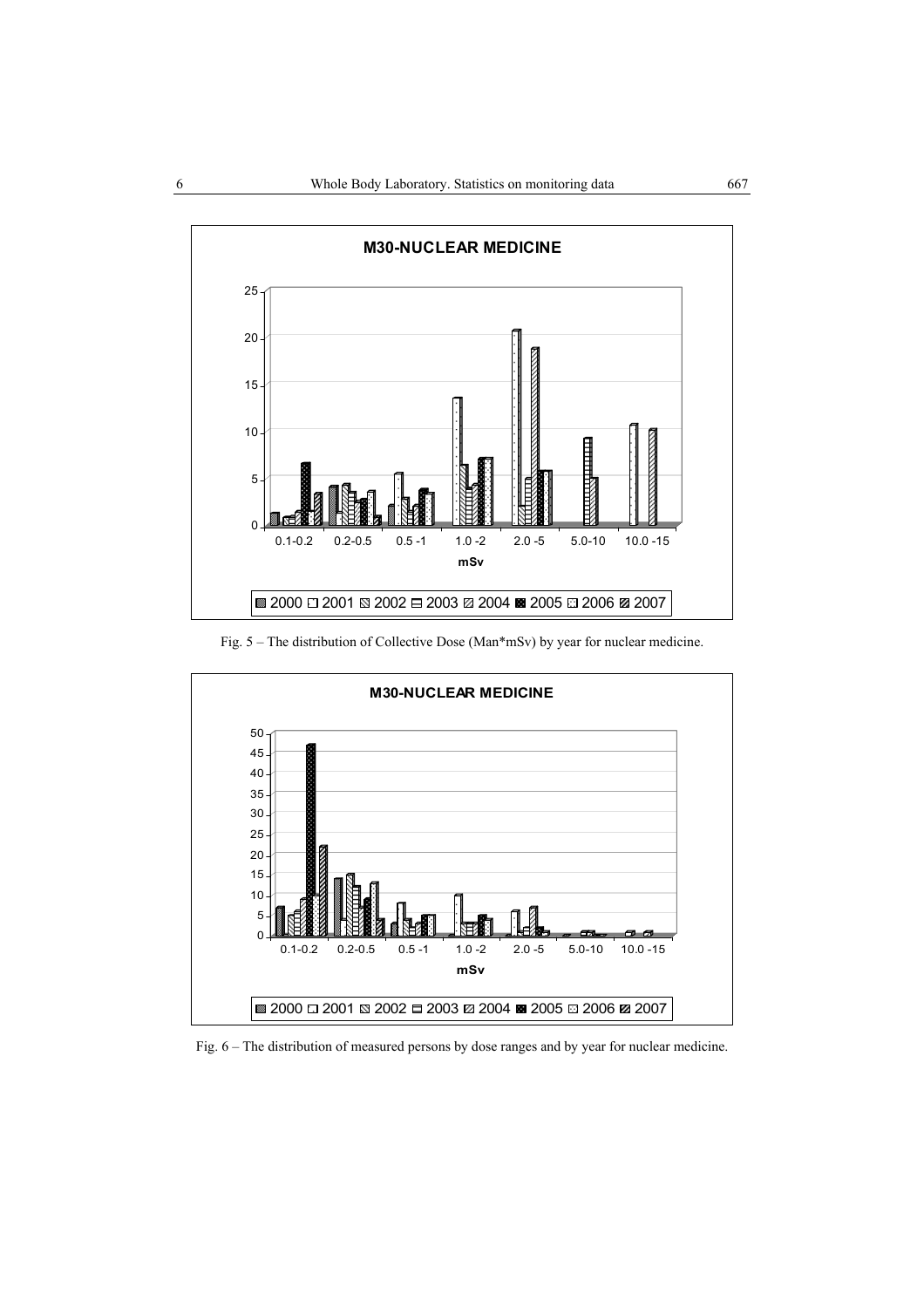Fig. 5 – The distribution of Collective Dose (Man*mSv) by year for nuclear medicine.

Fig. 6 – The distribution of measured persons by dose ranges and by year for nuclear medicine.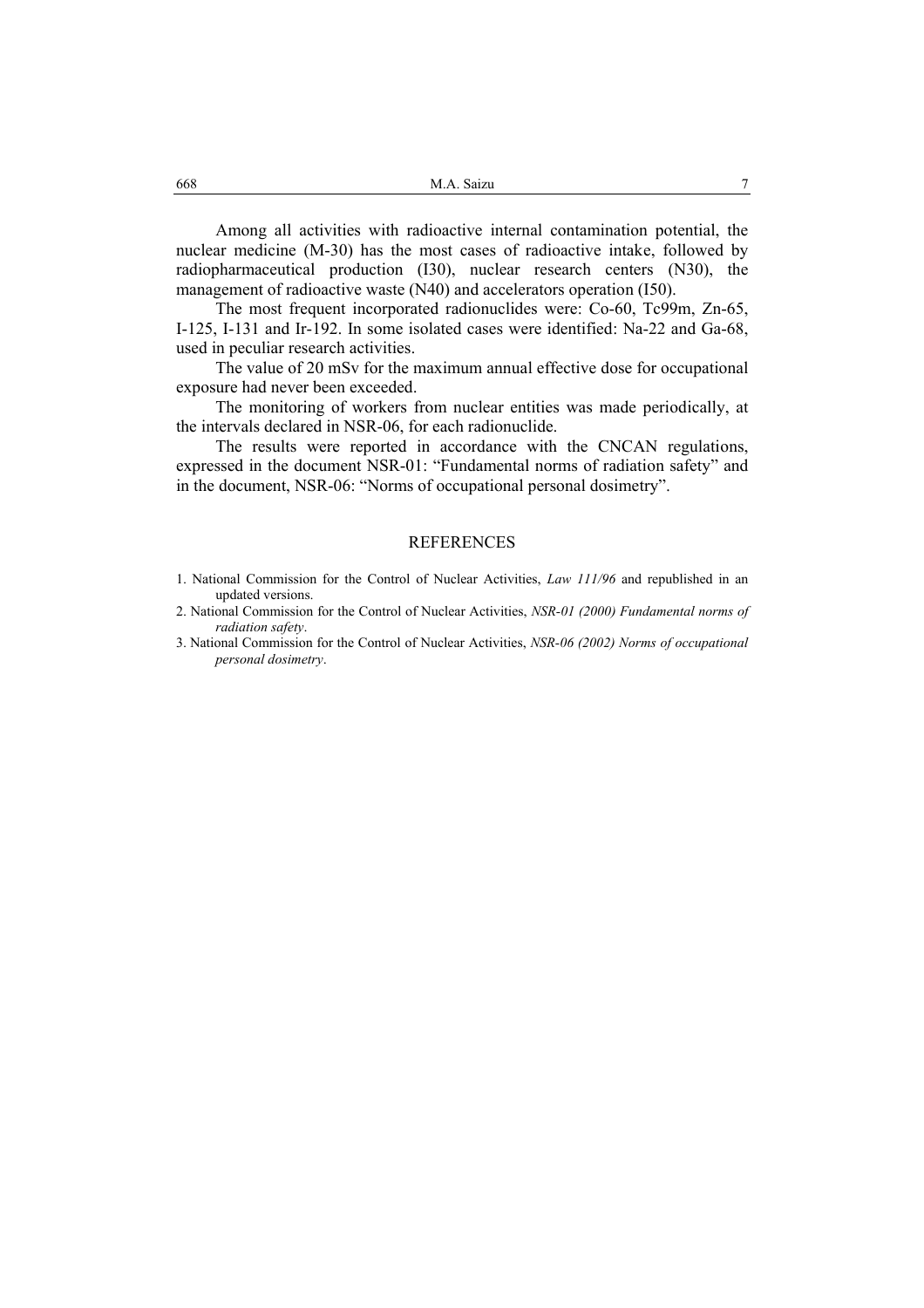Among all activities with radioactive internal contamination potential, the nuclear medicine (M-30) has the most cases of radioactive intake, followed by radiopharmaceutical production (I30), nuclear research centers (N30), the management of radioactive waste (N40) and accelerators operation (I50).

The most frequent incorporated radionuclides were: Co-60, Tc99m, Zn-65, I-125, I-131 and Ir-192. In some isolated cases were identified: Na-22 and Ga-68, used in peculiar research activities.

The value of 20 mSv for the maximum annual effective dose for occupational exposure had never been exceeded.

The monitoring of workers from nuclear entities was made periodically, at the intervals declared in NSR-06, for each radionuclide.

The results were reported in accordance with the CNCAN regulations, expressed in the document NSR-01: "Fundamental norms of radiation safety" and in the document, NSR-06: "Norms of occupational personal dosimetry".

## REFERENCES

1. National Commission for the Control of Nuclear Activities, *Law 111/96* and republished in an updated versions.
2. National Commission for the Control of Nuclear Activities, *NSR-01 (2000) Fundamental norms of radiation safety*.
3. National Commission for the Control of Nuclear Activities, *NSR-06 (2002) Norms of occupational personal dosimetry*.